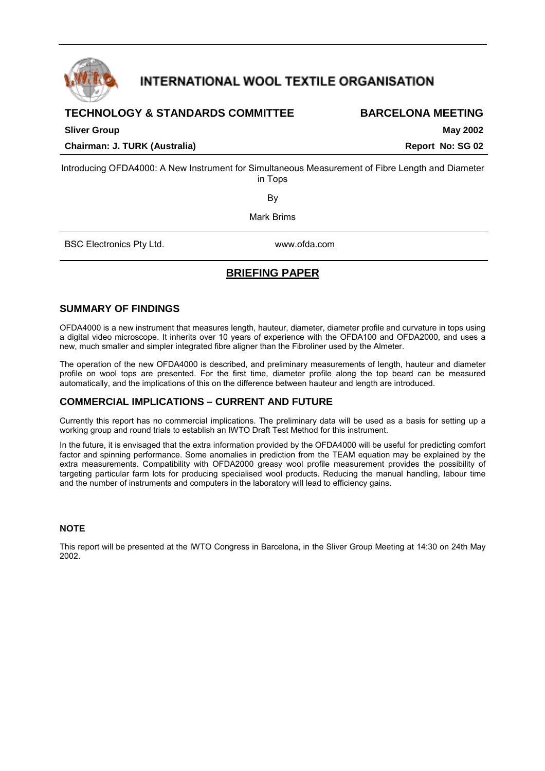# INTERNATIONAL WOOL TEXTILE ORGANISATION

**TECHNOLOGY & STANDARDS COMMITTEE** | **BARCELONA MEETING**

**Sliver Group** | **May 2002**

**Chairman: J. TURK (Australia)** | **Report No: SG 02**

Introducing OFDA4000: A New Instrument for Simultaneous Measurement of Fibre Length and Diameter in Tops

By

Mark Brims

BSC Electronics Pty Ltd. www.ofda.com

## BRIEFING PAPER

### SUMMARY OF FINDINGS

OFDA4000 is a new instrument that measures length, hauteur, diameter, diameter profile and curvature in tops using a digital video microscope. It inherits over 10 years of experience with the OFDA100 and OFDA2000, and uses a new, much smaller and simpler integrated fibre aligner than the Fibroliner used by the Almeter.

The operation of the new OFDA4000 is described, and preliminary measurements of length, hauteur and diameter profile on wool tops are presented. For the first time, diameter profile along the top beard can be measured automatically, and the implications of this on the difference between hauteur and length are introduced.

### COMMERCIAL IMPLICATIONS – CURRENT AND FUTURE

Currently this report has no commercial implications. The preliminary data will be used as a basis for setting up a working group and round trials to establish an IWTO Draft Test Method for this instrument.

In the future, it is envisaged that the extra information provided by the OFDA4000 will be useful for predicting comfort factor and spinning performance. Some anomalies in prediction from the TEAM equation may be explained by the extra measurements. Compatibility with OFDA2000 greasy wool profile measurement provides the possibility of targeting particular farm lots for producing specialised wool products. Reducing the manual handling, labour time and the number of instruments and computers in the laboratory will lead to efficiency gains.

#### NOTE

This report will be presented at the IWTO Congress in Barcelona, in the Sliver Group Meeting at 14:30 on 24th May 2002.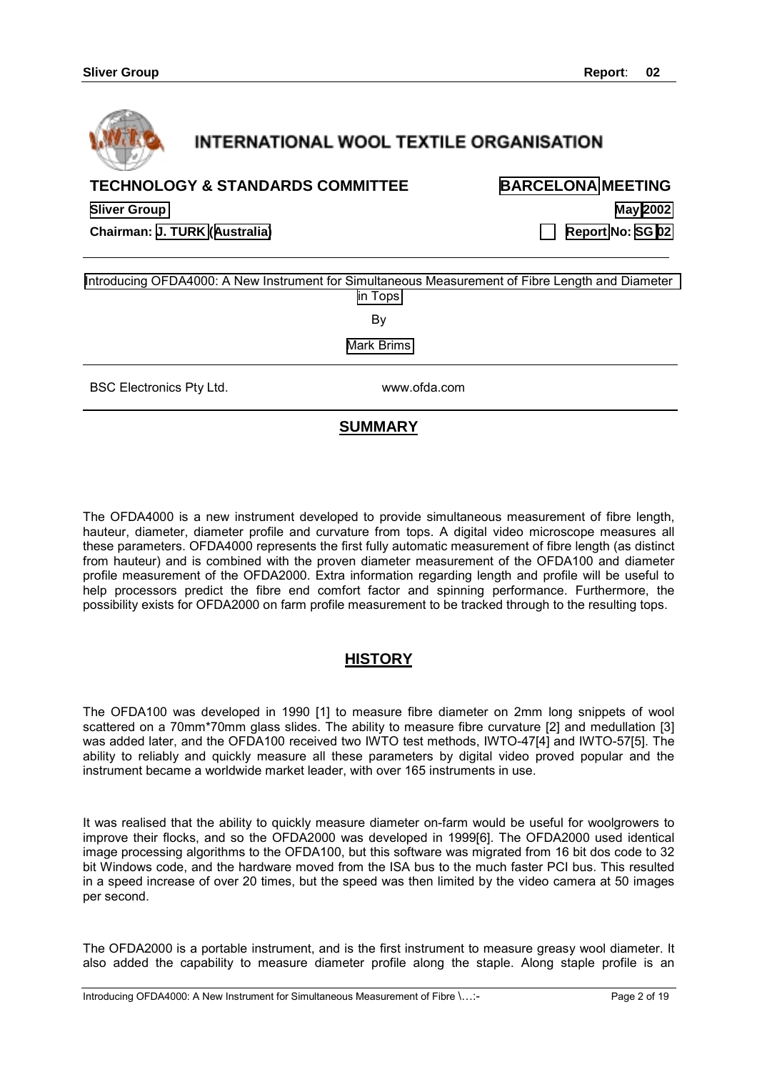# INTERNATIONAL WOOL TEXTILE ORGANISATION

**TECHNOLOGY & STANDARDS COMMITTEE** **BARCELONA MEETING**

**Sliver Group** **May 2002**

**Chairman: J. TURK (Australia)** **Report No: SG 02**

Introducing OFDA4000: A New Instrument for Simultaneous Measurement of Fibre Length and Diameter in Tops

By

Mark Brims

BSC Electronics Pty Ltd. www.ofda.com

## SUMMARY

The OFDA4000 is a new instrument developed to provide simultaneous measurement of fibre length, hauteur, diameter, diameter profile and curvature from tops. A digital video microscope measures all these parameters. OFDA4000 represents the first fully automatic measurement of fibre length (as distinct from hauteur) and is combined with the proven diameter measurement of the OFDA100 and diameter profile measurement of the OFDA2000. Extra information regarding length and profile will be useful to help processors predict the fibre end comfort factor and spinning performance. Furthermore, the possibility exists for OFDA2000 on farm profile measurement to be tracked through to the resulting tops.

## HISTORY

The OFDA100 was developed in 1990 [1] to measure fibre diameter on 2mm long snippets of wool scattered on a 70mm*70mm glass slides. The ability to measure fibre curvature [2] and medullation [3] was added later, and the OFDA100 received two IWTO test methods, IWTO-47[4] and IWTO-57[5]. The ability to reliably and quickly measure all these parameters by digital video proved popular and the instrument became a worldwide market leader, with over 165 instruments in use.

It was realised that the ability to quickly measure diameter on-farm would be useful for woolgrowers to improve their flocks, and so the OFDA2000 was developed in 1999[6]. The OFDA2000 used identical image processing algorithms to the OFDA100, but this software was migrated from 16 bit dos code to 32 bit Windows code, and the hardware moved from the ISA bus to the much faster PCI bus. This resulted in a speed increase of over 20 times, but the speed was then limited by the video camera at 50 images per second.

The OFDA2000 is a portable instrument, and is the first instrument to measure greasy wool diameter. It also added the capability to measure diameter profile along the staple. Along staple profile is an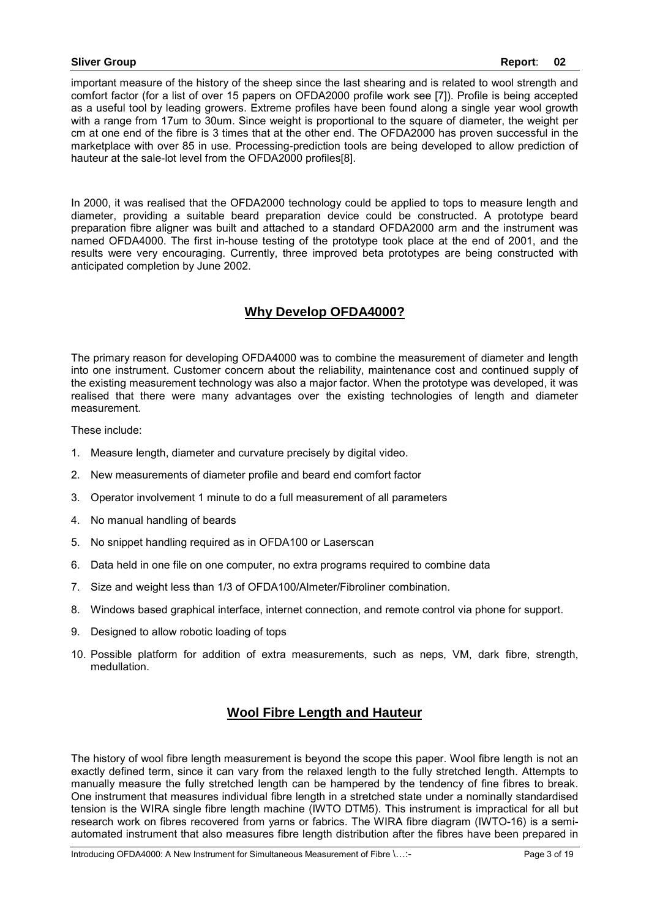important measure of the history of the sheep since the last shearing and is related to wool strength and comfort factor (for a list of over 15 papers on OFDA2000 profile work see [7]). Profile is being accepted as a useful tool by leading growers. Extreme profiles have been found along a single year wool growth with a range from 17um to 30um. Since weight is proportional to the square of diameter, the weight per cm at one end of the fibre is 3 times that at the other end. The OFDA2000 has proven successful in the marketplace with over 85 in use. Processing-prediction tools are being developed to allow prediction of hauteur at the sale-lot level from the OFDA2000 profiles[8].

In 2000, it was realised that the OFDA2000 technology could be applied to tops to measure length and diameter, providing a suitable beard preparation device could be constructed. A prototype beard preparation fibre aligner was built and attached to a standard OFDA2000 arm and the instrument was named OFDA4000. The first in-house testing of the prototype took place at the end of 2001, and the results were very encouraging. Currently, three improved beta prototypes are being constructed with anticipated completion by June 2002.

## Why Develop OFDA4000?

The primary reason for developing OFDA4000 was to combine the measurement of diameter and length into one instrument. Customer concern about the reliability, maintenance cost and continued supply of the existing measurement technology was also a major factor. When the prototype was developed, it was realised that there were many advantages over the existing technologies of length and diameter measurement.

These include:

1. Measure length, diameter and curvature precisely by digital video.
2. New measurements of diameter profile and beard end comfort factor
3. Operator involvement 1 minute to do a full measurement of all parameters
4. No manual handling of beards
5. No snippet handling required as in OFDA100 or Laserscan
6. Data held in one file on one computer, no extra programs required to combine data
7. Size and weight less than 1/3 of OFDA100/Almeter/Fibroliner combination.
8. Windows based graphical interface, internet connection, and remote control via phone for support.
9. Designed to allow robotic loading of tops
10. Possible platform for addition of extra measurements, such as neps, VM, dark fibre, strength, medullation.

## Wool Fibre Length and Hauteur

The history of wool fibre length measurement is beyond the scope this paper. Wool fibre length is not an exactly defined term, since it can vary from the relaxed length to the fully stretched length. Attempts to manually measure the fully stretched length can be hampered by the tendency of fine fibres to break. One instrument that measures individual fibre length in a stretched state under a nominally standardised tension is the WIRA single fibre length machine (IWTO DTM5). This instrument is impractical for all but research work on fibres recovered from yarns or fabrics. The WIRA fibre diagram (IWTO-16) is a semi-automated instrument that also measures fibre length distribution after the fibres have been prepared in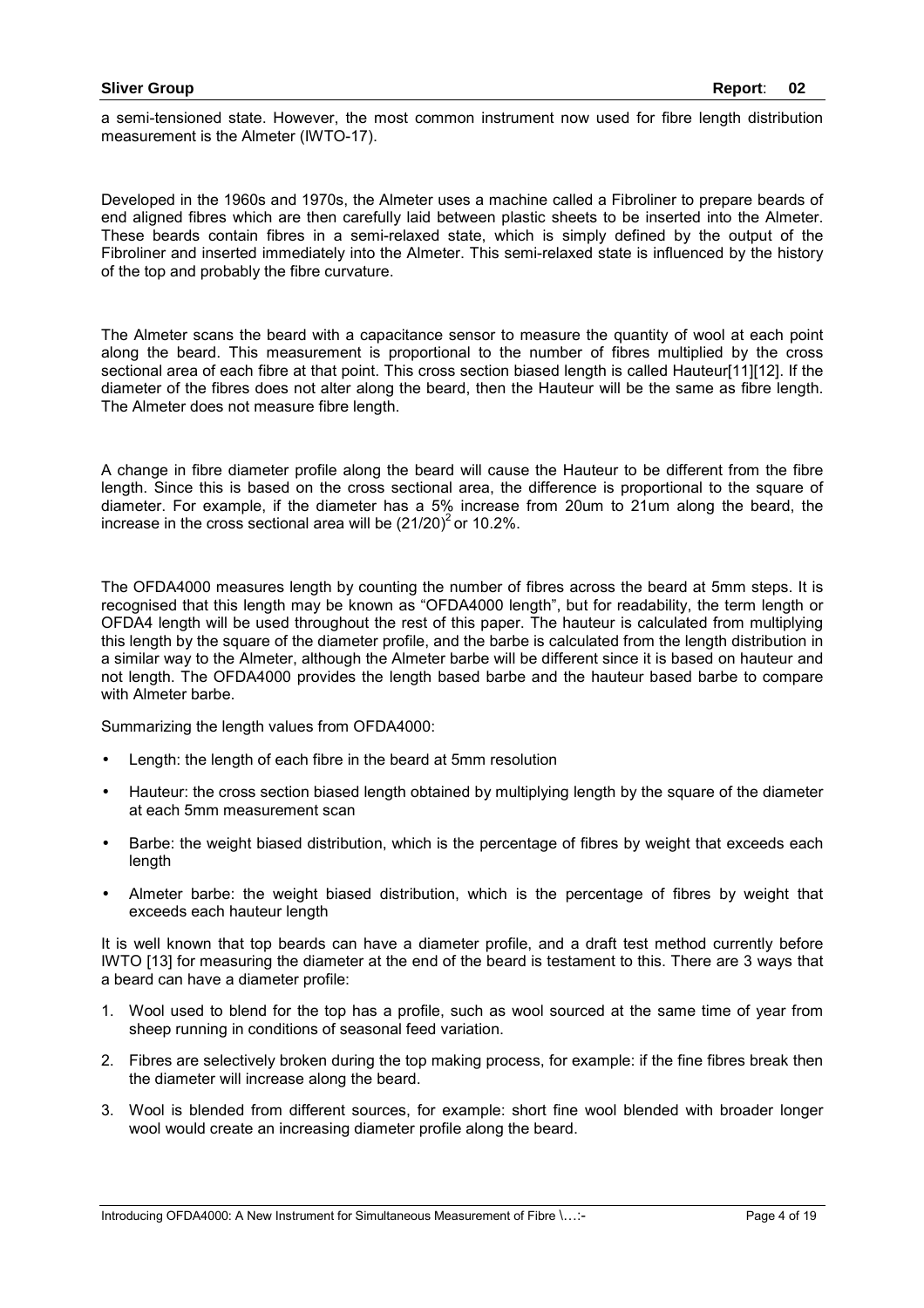a semi-tensioned state. However, the most common instrument now used for fibre length distribution measurement is the Almeter (IWTO-17).

Developed in the 1960s and 1970s, the Almeter uses a machine called a Fibroliner to prepare beards of end aligned fibres which are then carefully laid between plastic sheets to be inserted into the Almeter. These beards contain fibres in a semi-relaxed state, which is simply defined by the output of the Fibroliner and inserted immediately into the Almeter. This semi-relaxed state is influenced by the history of the top and probably the fibre curvature.

The Almeter scans the beard with a capacitance sensor to measure the quantity of wool at each point along the beard. This measurement is proportional to the number of fibres multiplied by the cross sectional area of each fibre at that point. This cross section biased length is called Hauteur[11][12]. If the diameter of the fibres does not alter along the beard, then the Hauteur will be the same as fibre length. The Almeter does not measure fibre length.

A change in fibre diameter profile along the beard will cause the Hauteur to be different from the fibre length. Since this is based on the cross sectional area, the difference is proportional to the square of diameter. For example, if the diameter has a 5% increase from 20um to 21um along the beard, the increase in the cross sectional area will be $(21/20)^2$ or 10.2%.

The OFDA4000 measures length by counting the number of fibres across the beard at 5mm steps. It is recognised that this length may be known as "OFDA4000 length", but for readability, the term length or OFDA4 length will be used throughout the rest of this paper. The hauteur is calculated from multiplying this length by the square of the diameter profile, and the barbe is calculated from the length distribution in a similar way to the Almeter, although the Almeter barbe will be different since it is based on hauteur and not length. The OFDA4000 provides the length based barbe and the hauteur based barbe to compare with Almeter barbe.

Summarizing the length values from OFDA4000:

- Length: the length of each fibre in the beard at 5mm resolution
- Hauteur: the cross section biased length obtained by multiplying length by the square of the diameter at each 5mm measurement scan
- Barbe: the weight biased distribution, which is the percentage of fibres by weight that exceeds each length
- Almeter barbe: the weight biased distribution, which is the percentage of fibres by weight that exceeds each hauteur length

It is well known that top beards can have a diameter profile, and a draft test method currently before IWTO [13] for measuring the diameter at the end of the beard is testament to this. There are 3 ways that a beard can have a diameter profile:

1. Wool used to blend for the top has a profile, such as wool sourced at the same time of year from sheep running in conditions of seasonal feed variation.
2. Fibres are selectively broken during the top making process, for example: if the fine fibres break then the diameter will increase along the beard.
3. Wool is blended from different sources, for example: short fine wool blended with broader longer wool would create an increasing diameter profile along the beard.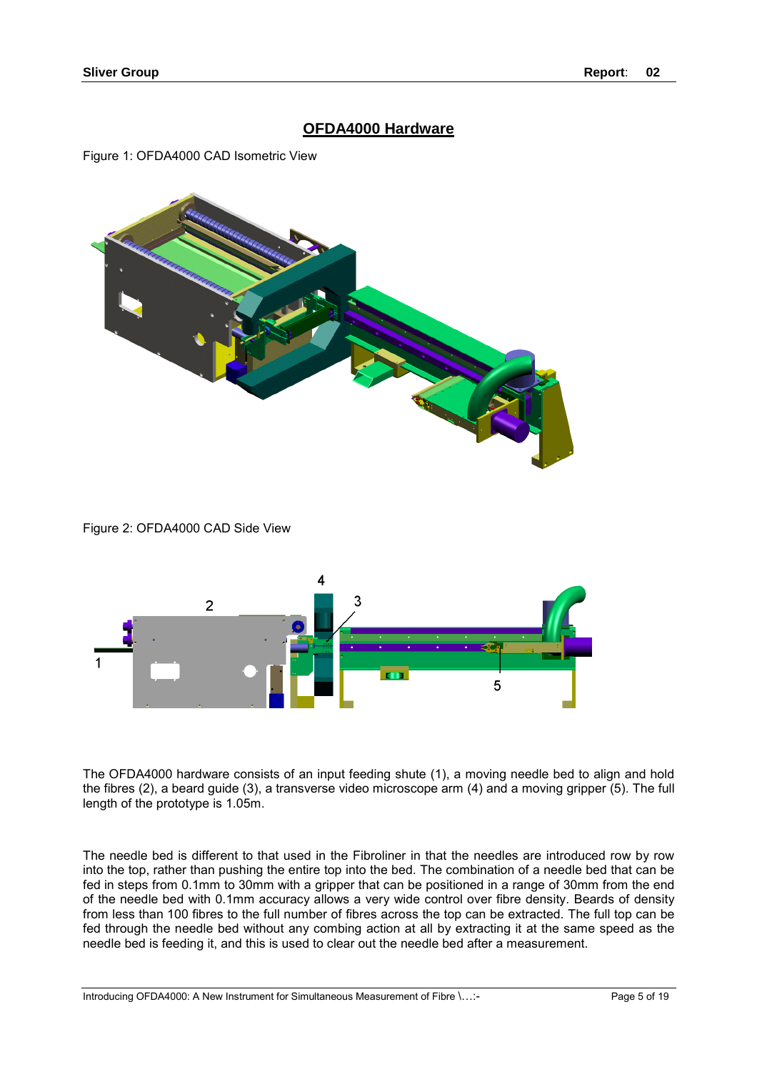# OFDA4000 Hardware

Figure 1: OFDA4000 CAD Isometric View

Figure 2: OFDA4000 CAD Side View

The OFDA4000 hardware consists of an input feeding shute (1), a moving needle bed to align and hold the fibres (2), a beard guide (3), a transverse video microscope arm (4) and a moving gripper (5). The full length of the prototype is 1.05m.

The needle bed is different to that used in the Fibroliner in that the needles are introduced row by row into the top, rather than pushing the entire top into the bed. The combination of a needle bed that can be fed in steps from 0.1mm to 30mm with a gripper that can be positioned in a range of 30mm from the end of the needle bed with 0.1mm accuracy allows a very wide control over fibre density. Beards of density from less than 100 fibres to the full number of fibres across the top can be extracted. The full top can be fed through the needle bed without any combing action at all by extracting it at the same speed as the needle bed is feeding it, and this is used to clear out the needle bed after a measurement.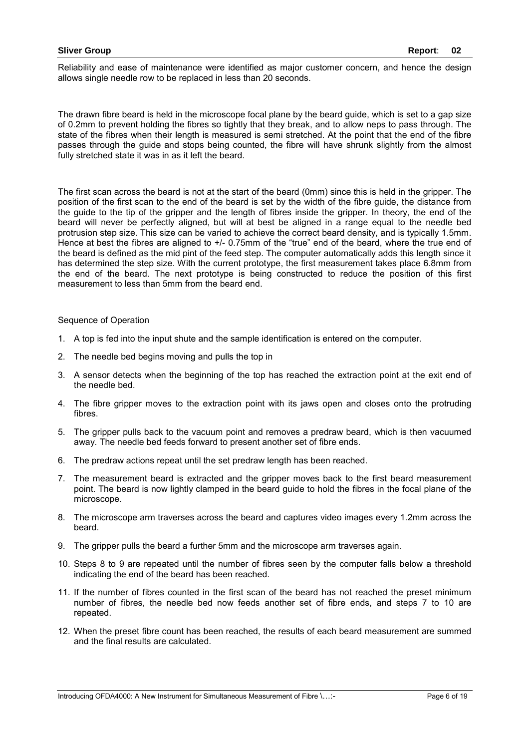Reliability and ease of maintenance were identified as major customer concern, and hence the design allows single needle row to be replaced in less than 20 seconds.

The drawn fibre beard is held in the microscope focal plane by the beard guide, which is set to a gap size of 0.2mm to prevent holding the fibres so tightly that they break, and to allow neps to pass through. The state of the fibres when their length is measured is semi stretched. At the point that the end of the fibre passes through the guide and stops being counted, the fibre will have shrunk slightly from the almost fully stretched state it was in as it left the beard.

The first scan across the beard is not at the start of the beard (0mm) since this is held in the gripper. The position of the first scan to the end of the beard is set by the width of the fibre guide, the distance from the guide to the tip of the gripper and the length of fibres inside the gripper. In theory, the end of the beard will never be perfectly aligned, but will at best be aligned in a range equal to the needle bed protrusion step size. This size can be varied to achieve the correct beard density, and is typically 1.5mm. Hence at best the fibres are aligned to +/- 0.75mm of the "true" end of the beard, where the true end of the beard is defined as the mid pint of the feed step. The computer automatically adds this length since it has determined the step size. With the current prototype, the first measurement takes place 6.8mm from the end of the beard. The next prototype is being constructed to reduce the position of this first measurement to less than 5mm from the beard end.

Sequence of Operation

1. A top is fed into the input shute and the sample identification is entered on the computer.
2. The needle bed begins moving and pulls the top in
3. A sensor detects when the beginning of the top has reached the extraction point at the exit end of the needle bed.
4. The fibre gripper moves to the extraction point with its jaws open and closes onto the protruding fibres.
5. The gripper pulls back to the vacuum point and removes a predraw beard, which is then vacuumed away. The needle bed feeds forward to present another set of fibre ends.
6. The predraw actions repeat until the set predraw length has been reached.
7. The measurement beard is extracted and the gripper moves back to the first beard measurement point. The beard is now lightly clamped in the beard guide to hold the fibres in the focal plane of the microscope.
8. The microscope arm traverses across the beard and captures video images every 1.2mm across the beard.
9. The gripper pulls the beard a further 5mm and the microscope arm traverses again.
10. Steps 8 to 9 are repeated until the number of fibres seen by the computer falls below a threshold indicating the end of the beard has been reached.
11. If the number of fibres counted in the first scan of the beard has not reached the preset minimum number of fibres, the needle bed now feeds another set of fibre ends, and steps 7 to 10 are repeated.
12. When the preset fibre count has been reached, the results of each beard measurement are summed and the final results are calculated.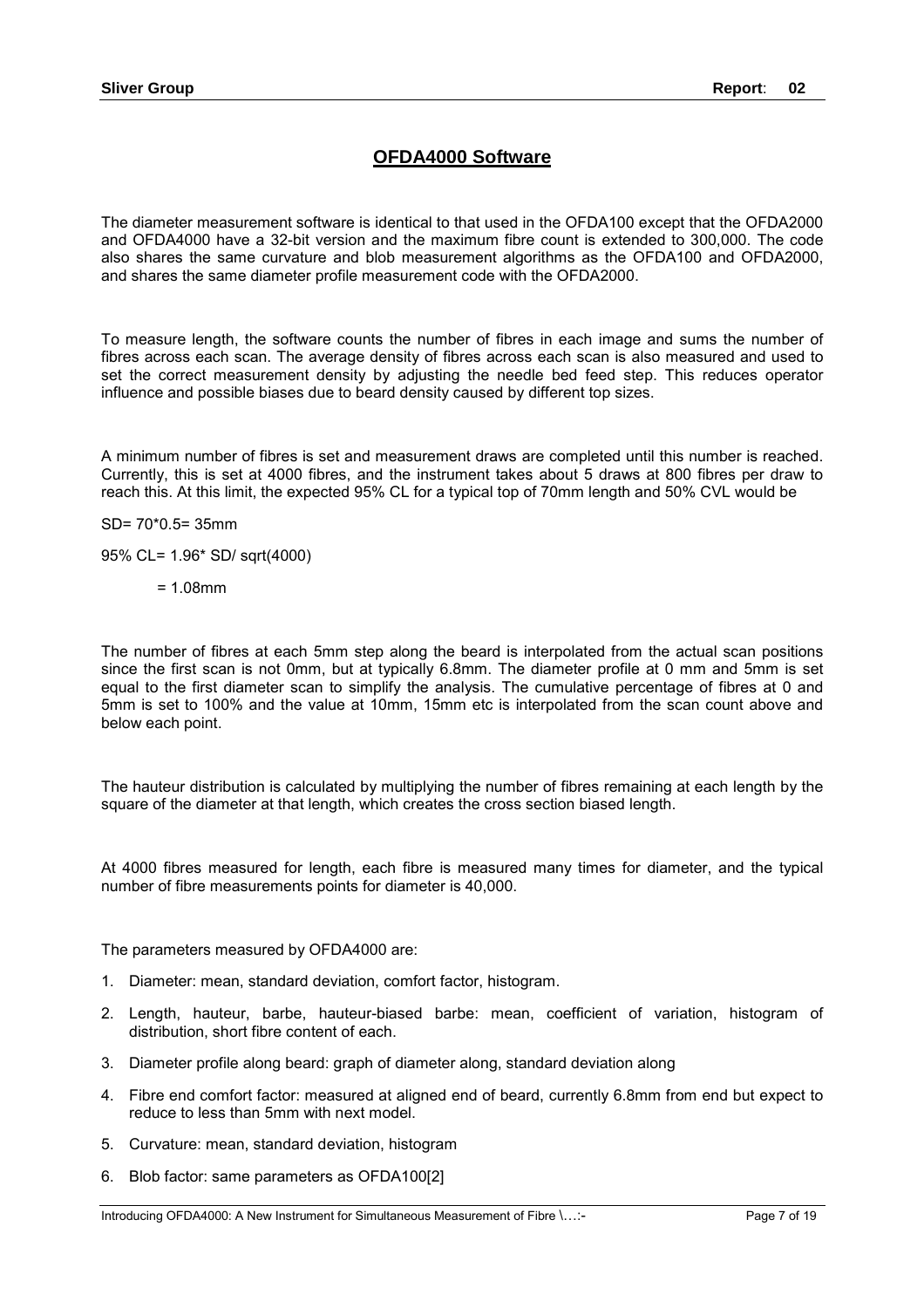## OFDA4000 Software

The diameter measurement software is identical to that used in the OFDA100 except that the OFDA2000 and OFDA4000 have a 32-bit version and the maximum fibre count is extended to 300,000. The code also shares the same curvature and blob measurement algorithms as the OFDA100 and OFDA2000, and shares the same diameter profile measurement code with the OFDA2000.

To measure length, the software counts the number of fibres in each image and sums the number of fibres across each scan. The average density of fibres across each scan is also measured and used to set the correct measurement density by adjusting the needle bed feed step. This reduces operator influence and possible biases due to beard density caused by different top sizes.

A minimum number of fibres is set and measurement draws are completed until this number is reached. Currently, this is set at 4000 fibres, and the instrument takes about 5 draws at 800 fibres per draw to reach this. At this limit, the expected 95% CL for a typical top of 70mm length and 50% CVL would be

SD= 70*0.5= 35mm

95% CL= 1.96* SD/ sqrt(4000)

= 1.08mm

The number of fibres at each 5mm step along the beard is interpolated from the actual scan positions since the first scan is not 0mm, but at typically 6.8mm. The diameter profile at 0 mm and 5mm is set equal to the first diameter scan to simplify the analysis. The cumulative percentage of fibres at 0 and 5mm is set to 100% and the value at 10mm, 15mm etc is interpolated from the scan count above and below each point.

The hauteur distribution is calculated by multiplying the number of fibres remaining at each length by the square of the diameter at that length, which creates the cross section biased length.

At 4000 fibres measured for length, each fibre is measured many times for diameter, and the typical number of fibre measurements points for diameter is 40,000.

The parameters measured by OFDA4000 are:

1. Diameter: mean, standard deviation, comfort factor, histogram.
2. Length, hauteur, barbe, hauteur-biased barbe: mean, coefficient of variation, histogram of distribution, short fibre content of each.
3. Diameter profile along beard: graph of diameter along, standard deviation along
4. Fibre end comfort factor: measured at aligned end of beard, currently 6.8mm from end but expect to reduce to less than 5mm with next model.
5. Curvature: mean, standard deviation, histogram
6. Blob factor: same parameters as OFDA100[2]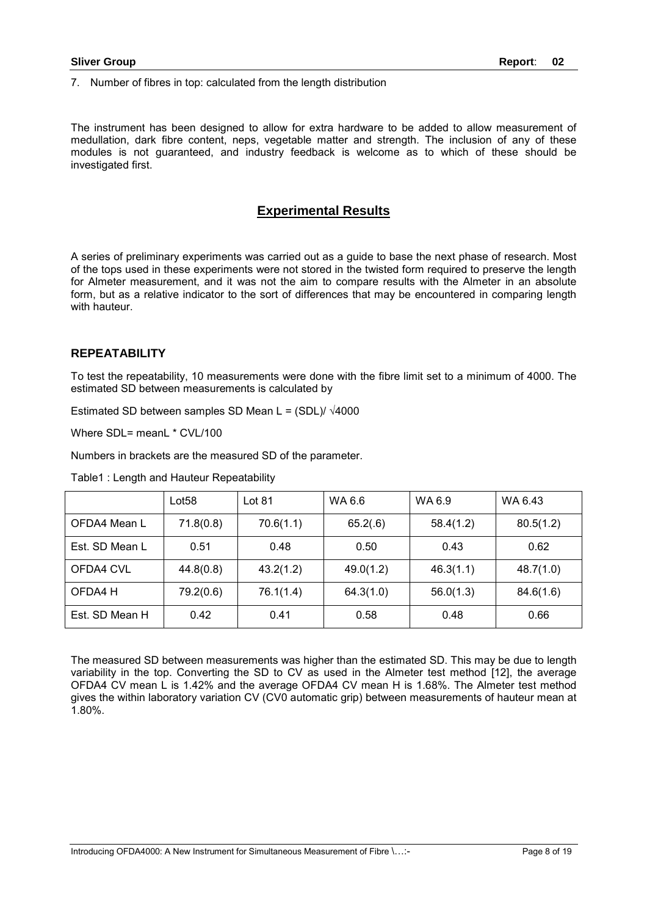7. Number of fibres in top: calculated from the length distribution

The instrument has been designed to allow for extra hardware to be added to allow measurement of medullation, dark fibre content, neps, vegetable matter and strength. The inclusion of any of these modules is not guaranteed, and industry feedback is welcome as to which of these should be investigated first.

## Experimental Results

A series of preliminary experiments was carried out as a guide to base the next phase of research. Most of the tops used in these experiments were not stored in the twisted form required to preserve the length for Almeter measurement, and it was not the aim to compare results with the Almeter in an absolute form, but as a relative indicator to the sort of differences that may be encountered in comparing length with hauteur.

### REPEATABILITY

To test the repeatability, 10 measurements were done with the fibre limit set to a minimum of 4000. The estimated SD between measurements is calculated by

Estimated SD between samples SD Mean L = (SDL)/ $\sqrt{4000}$

Where SDL= meanL * CVL/100

Numbers in brackets are the measured SD of the parameter.

Table1 : Length and Hauteur Repeatability

| | Lot58 | Lot 81 | WA 6.6 | WA 6.9 | WA 6.43 |
|---|---|---|---|---|---|
| OFDA4 Mean L | 71.8(0.8) | 70.6(1.1) | 65.2(.6) | 58.4(1.2) | 80.5(1.2) |
| Est. SD Mean L | 0.51 | 0.48 | 0.50 | 0.43 | 0.62 |
| OFDA4 CVL | 44.8(0.8) | 43.2(1.2) | 49.0(1.2) | 46.3(1.1) | 48.7(1.0) |
| OFDA4 H | 79.2(0.6) | 76.1(1.4) | 64.3(1.0) | 56.0(1.3) | 84.6(1.6) |
| Est. SD Mean H | 0.42 | 0.41 | 0.58 | 0.48 | 0.66 |

The measured SD between measurements was higher than the estimated SD. This may be due to length variability in the top. Converting the SD to CV as used in the Almeter test method [12], the average OFDA4 CV mean L is 1.42% and the average OFDA4 CV mean H is 1.68%. The Almeter test method gives the within laboratory variation CV (CV0 automatic grip) between measurements of hauteur mean at 1.80%.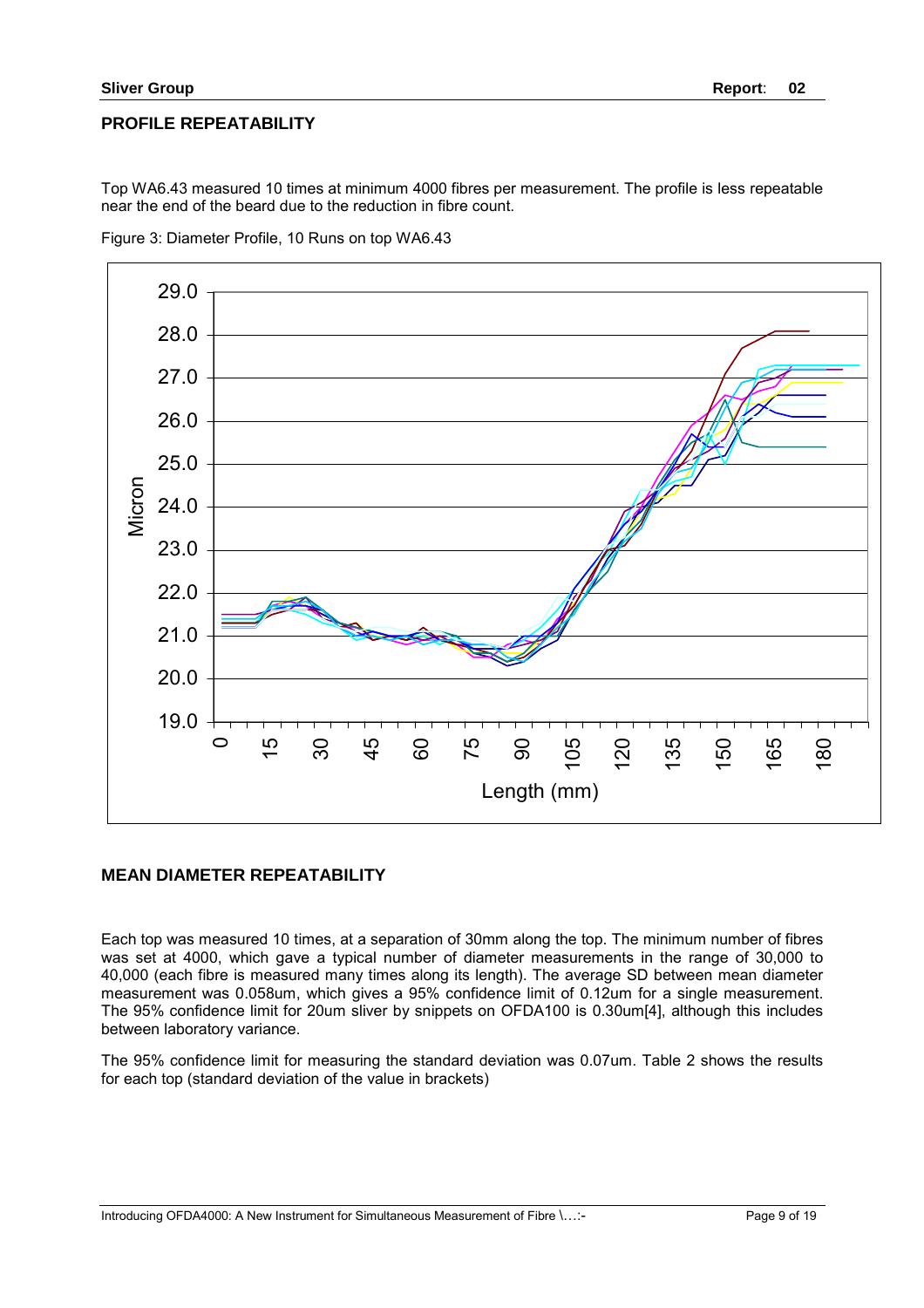## PROFILE REPEATABILITY

Top WA6.43 measured 10 times at minimum 4000 fibres per measurement. The profile is less repeatable near the end of the beard due to the reduction in fibre count.

Figure 3: Diameter Profile, 10 Runs on top WA6.43

## MEAN DIAMETER REPEATABILITY

Each top was measured 10 times, at a separation of 30mm along the top. The minimum number of fibres was set at 4000, which gave a typical number of diameter measurements in the range of 30,000 to 40,000 (each fibre is measured many times along its length). The average SD between mean diameter measurement was 0.058um, which gives a 95% confidence limit of 0.12um for a single measurement. The 95% confidence limit for 20um sliver by snippets on OFDA100 is 0.30um[4], although this includes between laboratory variance.

The 95% confidence limit for measuring the standard deviation was 0.07um. Table 2 shows the results for each top (standard deviation of the value in brackets)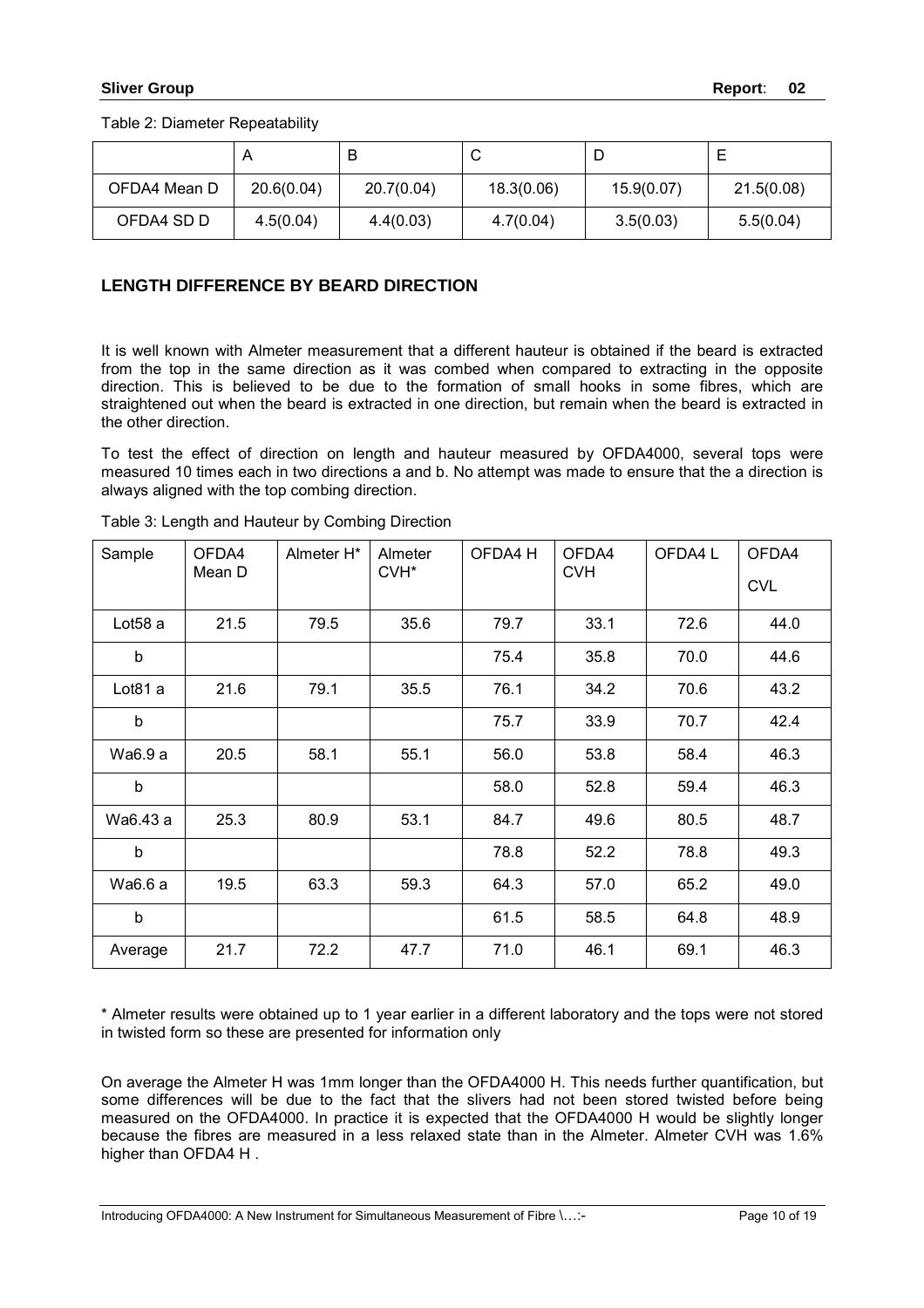Table 2: Diameter Repeatability

| | A | B | C | D | E |
|---|---|---|---|---|---|
| OFDA4 Mean D | 20.6(0.04) | 20.7(0.04) | 18.3(0.06) | 15.9(0.07) | 21.5(0.08) |
| OFDA4 SD D | 4.5(0.04) | 4.4(0.03) | 4.7(0.04) | 3.5(0.03) | 5.5(0.04) |

## LENGTH DIFFERENCE BY BEARD DIRECTION

It is well known with Almeter measurement that a different hauteur is obtained if the beard is extracted from the top in the same direction as it was combed when compared to extracting in the opposite direction. This is believed to be due to the formation of small hooks in some fibres, which are straightened out when the beard is extracted in one direction, but remain when the beard is extracted in the other direction.

To test the effect of direction on length and hauteur measured by OFDA4000, several tops were measured 10 times each in two directions a and b. No attempt was made to ensure that the a direction is always aligned with the top combing direction.

Table 3: Length and Hauteur by Combing Direction

| Sample | OFDA4 Mean D | Almeter H* | Almeter CVH* | OFDA4 H | OFDA4 CVH | OFDA4 L | OFDA4 CVL |
|---|---|---|---|---|---|---|---|
| Lot58 a | 21.5 | 79.5 | 35.6 | 79.7 | 33.1 | 72.6 | 44.0 |
| b | | | | 75.4 | 35.8 | 70.0 | 44.6 |
| Lot81 a | 21.6 | 79.1 | 35.5 | 76.1 | 34.2 | 70.6 | 43.2 |
| b | | | | 75.7 | 33.9 | 70.7 | 42.4 |
| Wa6.9 a | 20.5 | 58.1 | 55.1 | 56.0 | 53.8 | 58.4 | 46.3 |
| b | | | | 58.0 | 52.8 | 59.4 | 46.3 |
| Wa6.43 a | 25.3 | 80.9 | 53.1 | 84.7 | 49.6 | 80.5 | 48.7 |
| b | | | | 78.8 | 52.2 | 78.8 | 49.3 |
| Wa6.6 a | 19.5 | 63.3 | 59.3 | 64.3 | 57.0 | 65.2 | 49.0 |
| b | | | | 61.5 | 58.5 | 64.8 | 48.9 |
| Average | 21.7 | 72.2 | 47.7 | 71.0 | 46.1 | 69.1 | 46.3 |

* Almeter results were obtained up to 1 year earlier in a different laboratory and the tops were not stored in twisted form so these are presented for information only

On average the Almeter H was 1mm longer than the OFDA4000 H. This needs further quantification, but some differences will be due to the fact that the slivers had not been stored twisted before being measured on the OFDA4000. In practice it is expected that the OFDA4000 H would be slightly longer because the fibres are measured in a less relaxed state than in the Almeter. Almeter CVH was 1.6% higher than OFDA4 H .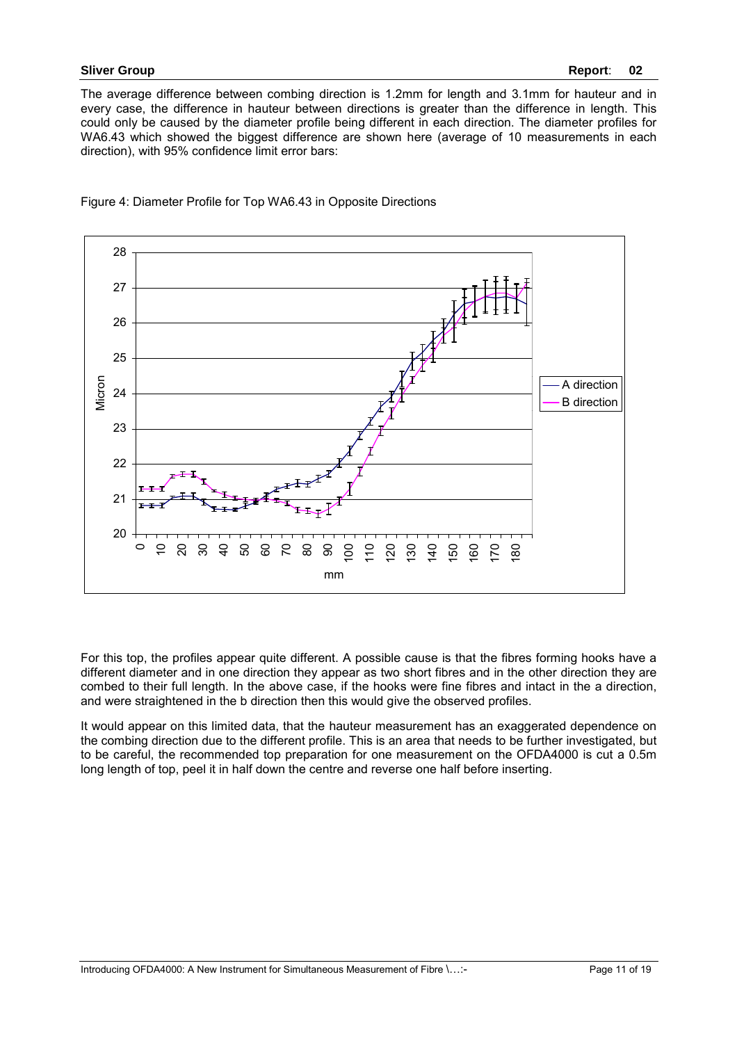The average difference between combing direction is 1.2mm for length and 3.1mm for hauteur and in every case, the difference in hauteur between directions is greater than the difference in length. This could only be caused by the diameter profile being different in each direction. The diameter profiles for WA6.43 which showed the biggest difference are shown here (average of 10 measurements in each direction), with 95% confidence limit error bars:

Figure 4: Diameter Profile for Top WA6.43 in Opposite Directions

For this top, the profiles appear quite different. A possible cause is that the fibres forming hooks have a different diameter and in one direction they appear as two short fibres and in the other direction they are combed to their full length. In the above case, if the hooks were fine fibres and intact in the a direction, and were straightened in the b direction then this would give the observed profiles.

It would appear on this limited data, that the hauteur measurement has an exaggerated dependence on the combing direction due to the different profile. This is an area that needs to be further investigated, but to be careful, the recommended top preparation for one measurement on the OFDA4000 is cut a 0.5m long length of top, peel it in half down the centre and reverse one half before inserting.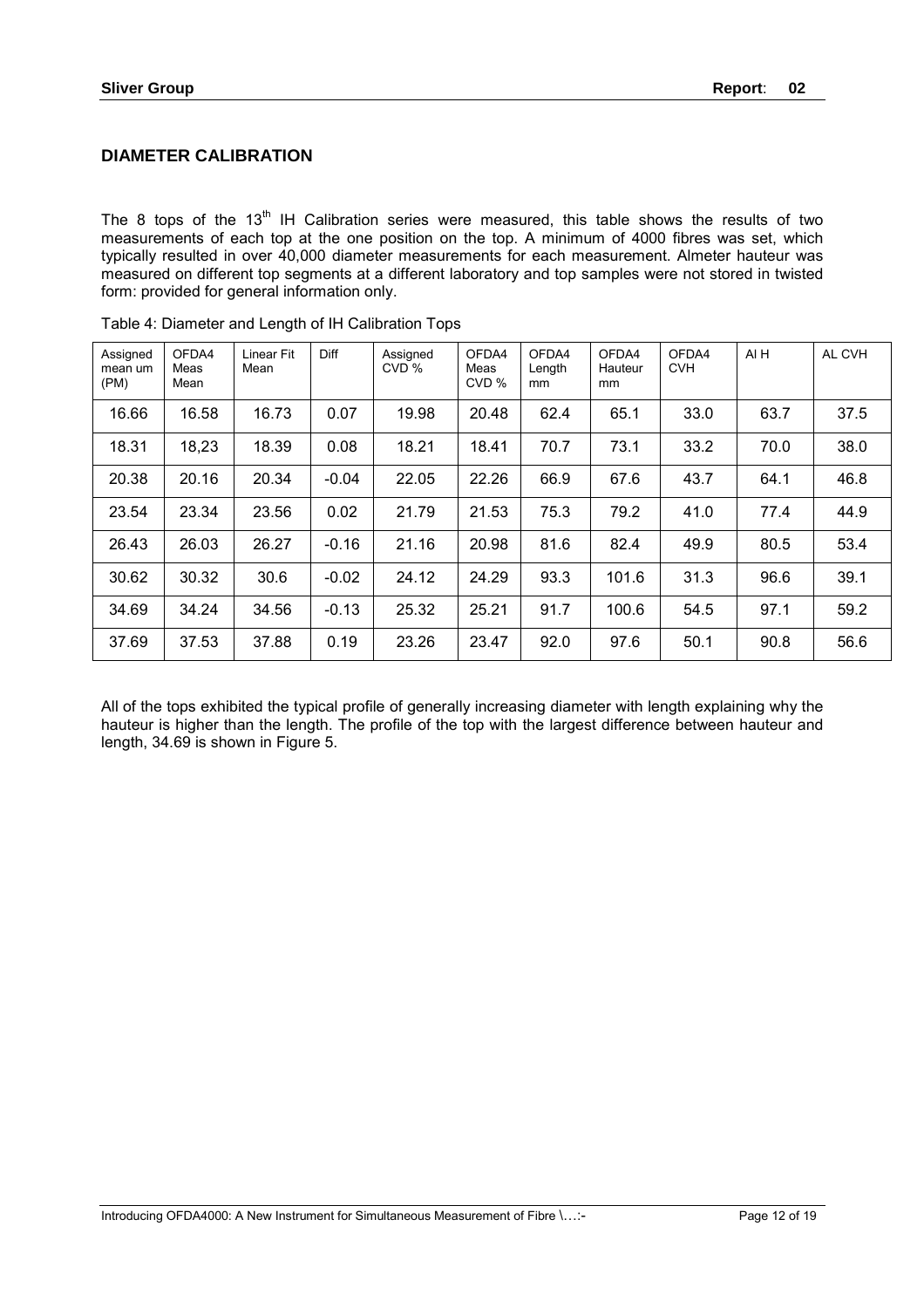## DIAMETER CALIBRATION

The 8 tops of the 13[th] IH Calibration series were measured, this table shows the results of two measurements of each top at the one position on the top. A minimum of 4000 fibres was set, which typically resulted in over 40,000 diameter measurements for each measurement. Almeter hauteur was measured on different top segments at a different laboratory and top samples were not stored in twisted form: provided for general information only.

Table 4: Diameter and Length of IH Calibration Tops

| Assigned mean um (PM) | OFDA4 Meas Mean | Linear Fit Mean | Diff | Assigned CVD % | OFDA4 Meas CVD % | OFDA4 Length mm | OFDA4 Hauteur mm | OFDA4 CVH | Al H | AL CVH |
|---|---|---|---|---|---|---|---|---|---|---|
| 16.66 | 16.58 | 16.73 | 0.07 | 19.98 | 20.48 | 62.4 | 65.1 | 33.0 | 63.7 | 37.5 |
| 18.31 | 18,23 | 18.39 | 0.08 | 18.21 | 18.41 | 70.7 | 73.1 | 33.2 | 70.0 | 38.0 |
| 20.38 | 20.16 | 20.34 | -0.04 | 22.05 | 22.26 | 66.9 | 67.6 | 43.7 | 64.1 | 46.8 |
| 23.54 | 23.34 | 23.56 | 0.02 | 21.79 | 21.53 | 75.3 | 79.2 | 41.0 | 77.4 | 44.9 |
| 26.43 | 26.03 | 26.27 | -0.16 | 21.16 | 20.98 | 81.6 | 82.4 | 49.9 | 80.5 | 53.4 |
| 30.62 | 30.32 | 30.6 | -0.02 | 24.12 | 24.29 | 93.3 | 101.6 | 31.3 | 96.6 | 39.1 |
| 34.69 | 34.24 | 34.56 | -0.13 | 25.32 | 25.21 | 91.7 | 100.6 | 54.5 | 97.1 | 59.2 |
| 37.69 | 37.53 | 37.88 | 0.19 | 23.26 | 23.47 | 92.0 | 97.6 | 50.1 | 90.8 | 56.6 |

All of the tops exhibited the typical profile of generally increasing diameter with length explaining why the hauteur is higher than the length. The profile of the top with the largest difference between hauteur and length, 34.69 is shown in Figure 5.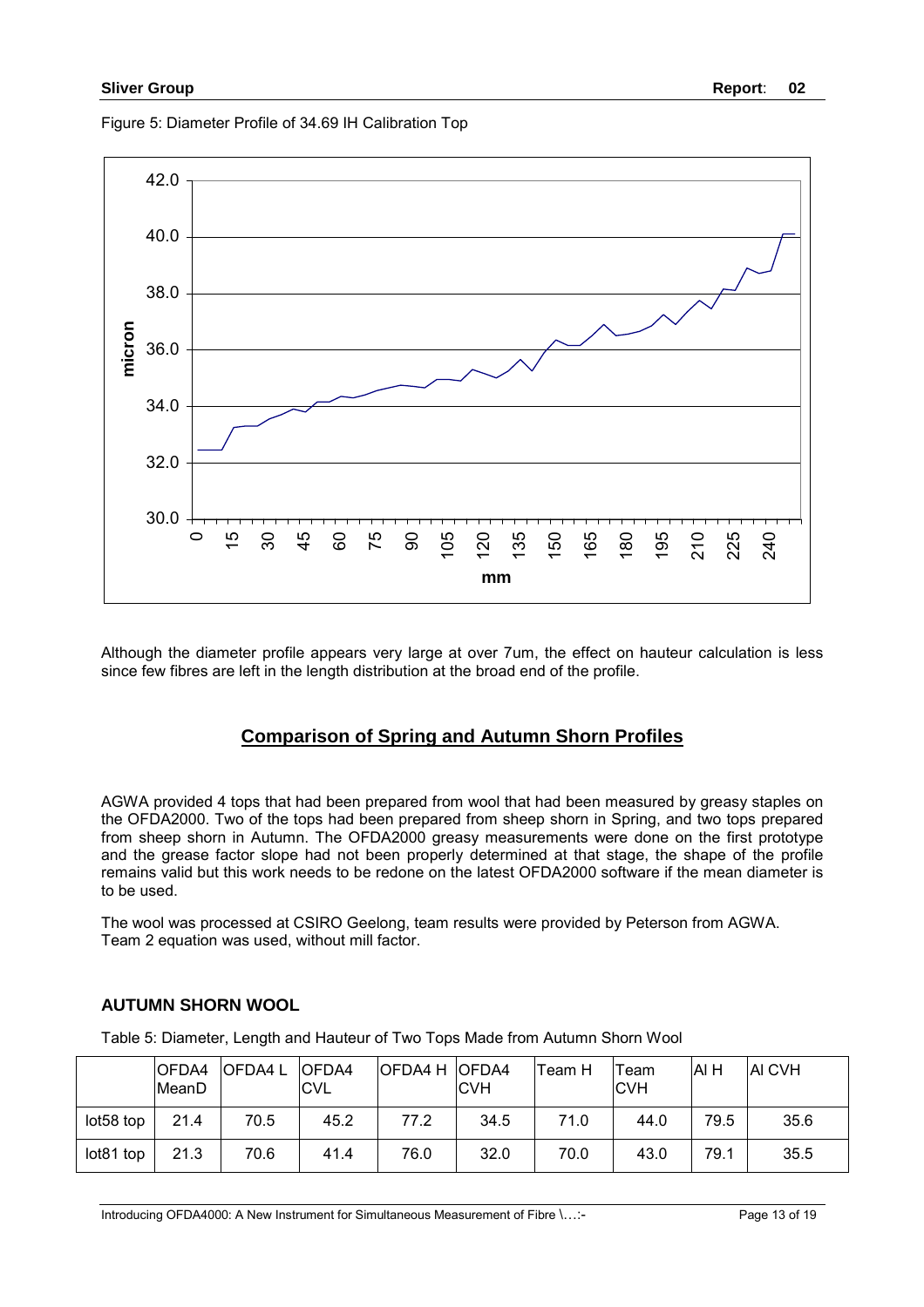Figure 5: Diameter Profile of 34.69 IH Calibration Top

Although the diameter profile appears very large at over 7um, the effect on hauteur calculation is less since few fibres are left in the length distribution at the broad end of the profile.

## Comparison of Spring and Autumn Shorn Profiles

AGWA provided 4 tops that had been prepared from wool that had been measured by greasy staples on the OFDA2000. Two of the tops had been prepared from sheep shorn in Spring, and two tops prepared from sheep shorn in Autumn. The OFDA2000 greasy measurements were done on the first prototype and the grease factor slope had not been properly determined at that stage, the shape of the profile remains valid but this work needs to be redone on the latest OFDA2000 software if the mean diameter is to be used.

The wool was processed at CSIRO Geelong, team results were provided by Peterson from AGWA. Team 2 equation was used, without mill factor.

### AUTUMN SHORN WOOL

Table 5: Diameter, Length and Hauteur of Two Tops Made from Autumn Shorn Wool

| | OFDA4 MeanD | OFDA4 L | OFDA4 CVL | OFDA4 H | OFDA4 CVH | Team H | Team CVH | Al H | Al CVH |
|---|---|---|---|---|---|---|---|---|---|
| lot58 top | 21.4 | 70.5 | 45.2 | 77.2 | 34.5 | 71.0 | 44.0 | 79.5 | 35.6 |
| lot81 top | 21.3 | 70.6 | 41.4 | 76.0 | 32.0 | 70.0 | 43.0 | 79.1 | 35.5 |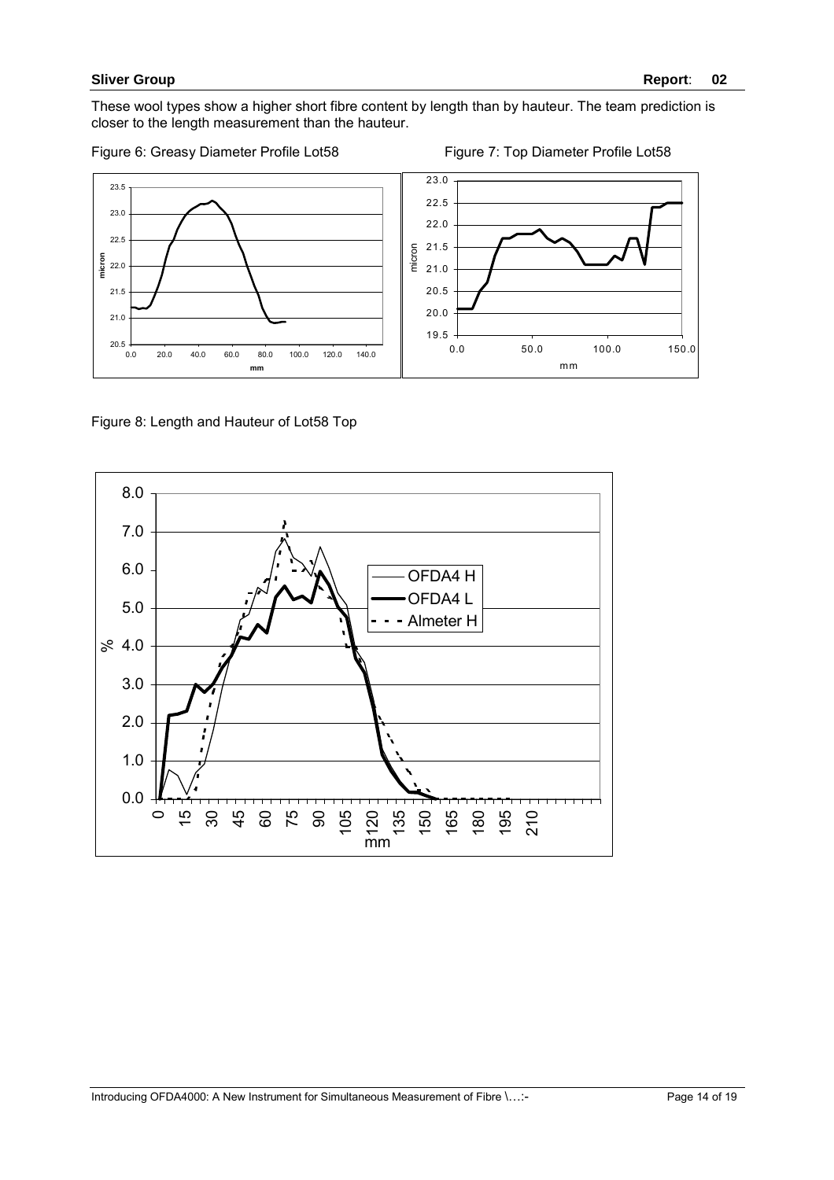These wool types show a higher short fibre content by length than by hauteur. The team prediction is closer to the length measurement than the hauteur.

Figure 6: Greasy Diameter Profile Lot58

Figure 7: Top Diameter Profile Lot58

Figure 8: Length and Hauteur of Lot58 Top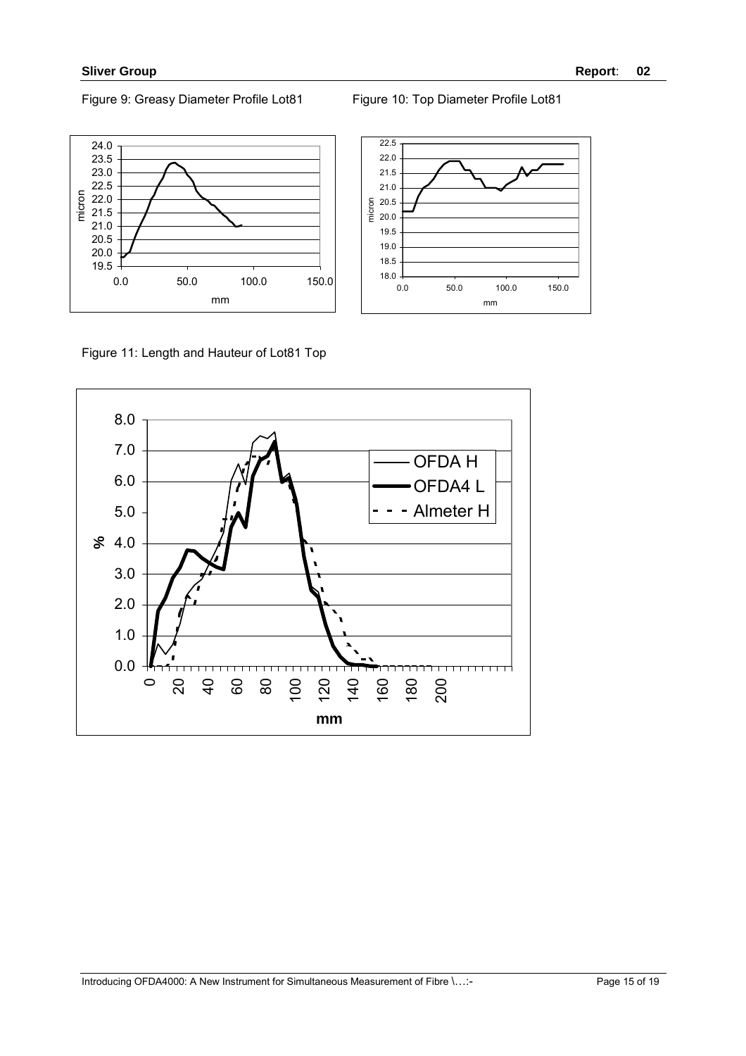Figure 9: Greasy Diameter Profile Lot81

Figure 10: Top Diameter Profile Lot81

Figure 11: Length and Hauteur of Lot81 Top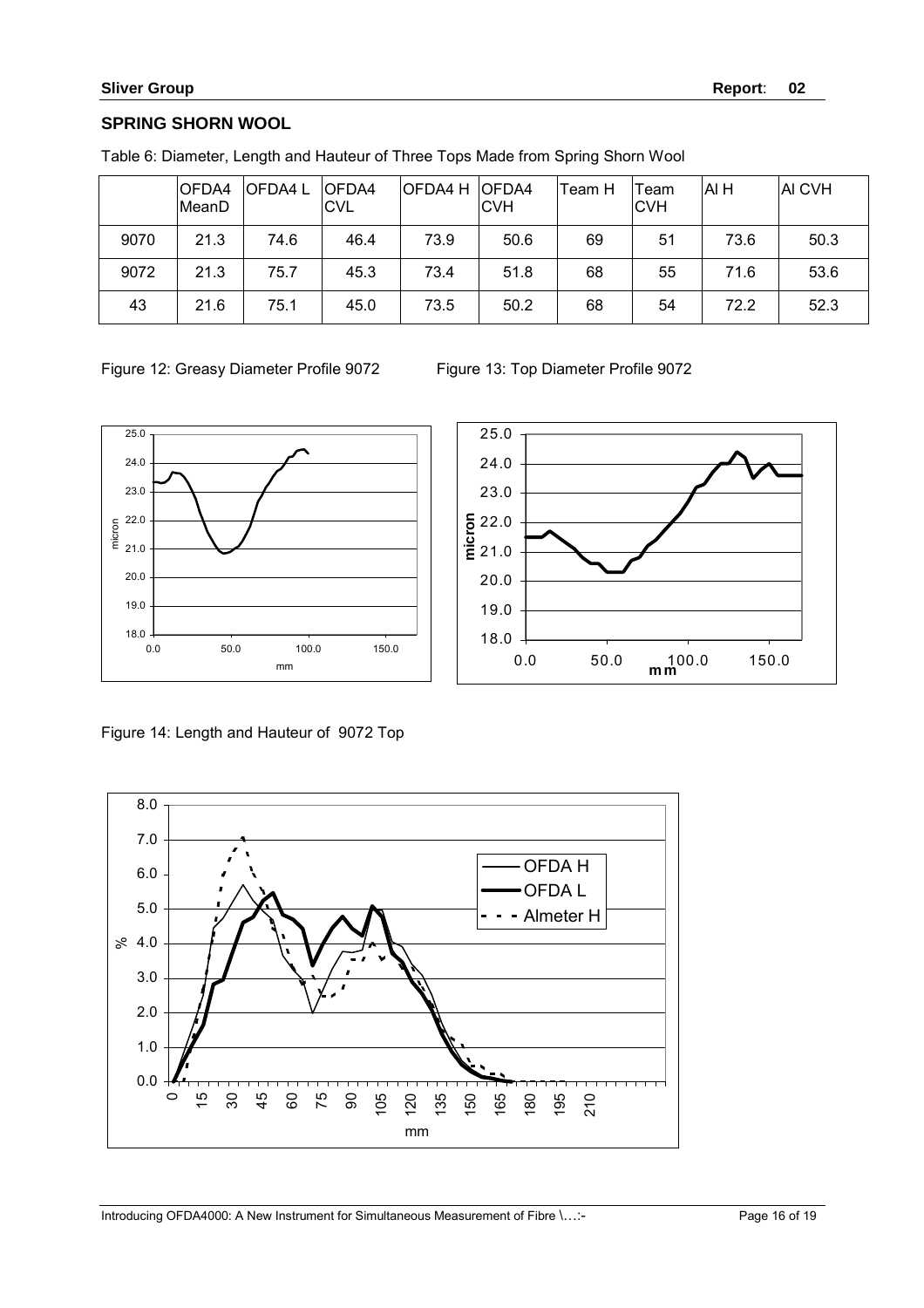## SPRING SHORN WOOL

Table 6: Diameter, Length and Hauteur of Three Tops Made from Spring Shorn Wool

| | OFDA4 MeanD | OFDA4 L | OFDA4 CVL | OFDA4 H | OFDA4 CVH | Team H | Team CVH | AI H | AI CVH |
|---|---|---|---|---|---|---|---|---|---|
| 9070 | 21.3 | 74.6 | 46.4 | 73.9 | 50.6 | 69 | 51 | 73.6 | 50.3 |
| 9072 | 21.3 | 75.7 | 45.3 | 73.4 | 51.8 | 68 | 55 | 71.6 | 53.6 |
| 43 | 21.6 | 75.1 | 45.0 | 73.5 | 50.2 | 68 | 54 | 72.2 | 52.3 |

Figure 12: Greasy Diameter Profile 9072

Figure 13: Top Diameter Profile 9072

Figure 14: Length and Hauteur of 9072 Top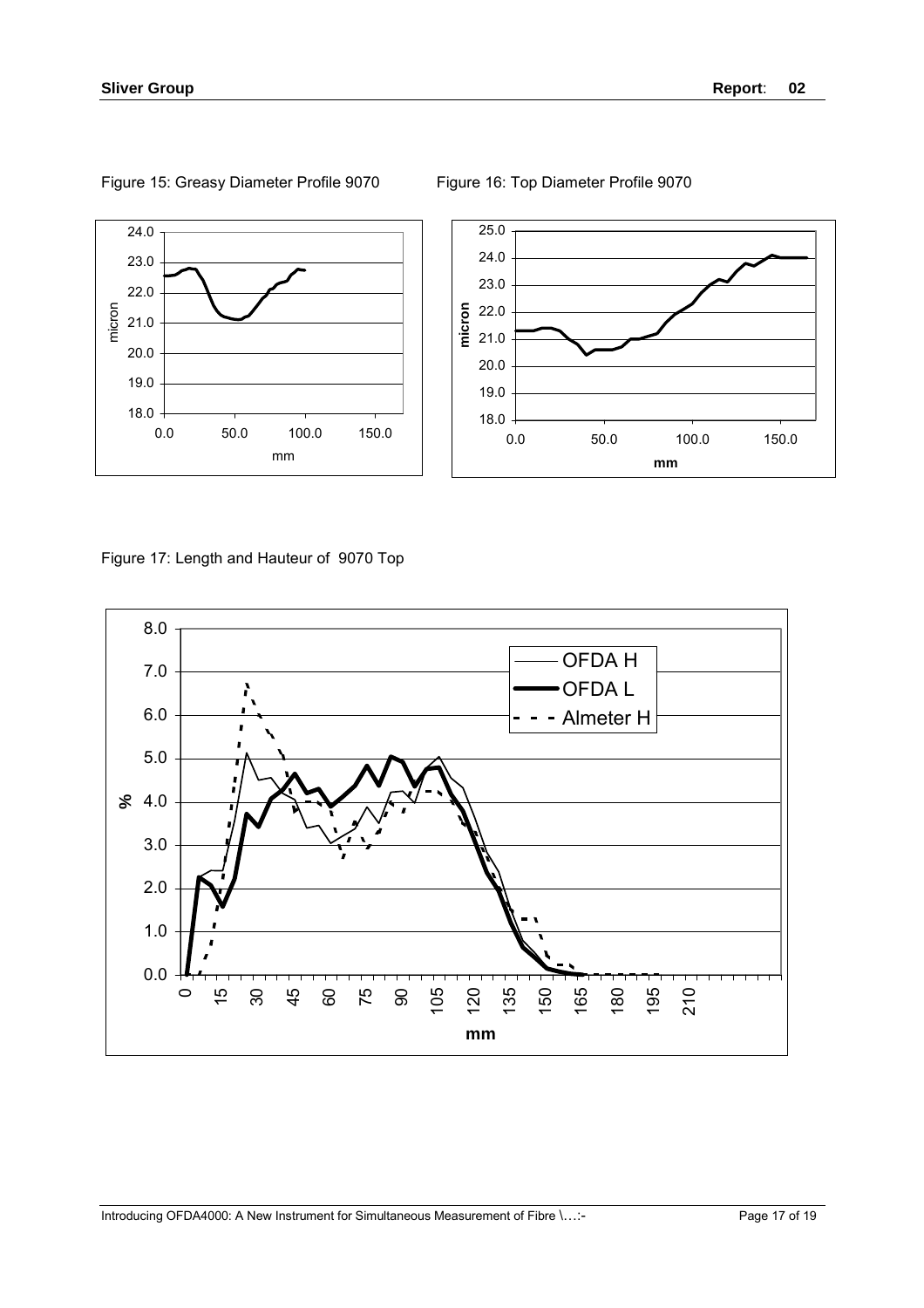Figure 15: Greasy Diameter Profile 9070

Figure 16: Top Diameter Profile 9070

Figure 17: Length and Hauteur of 9070 Top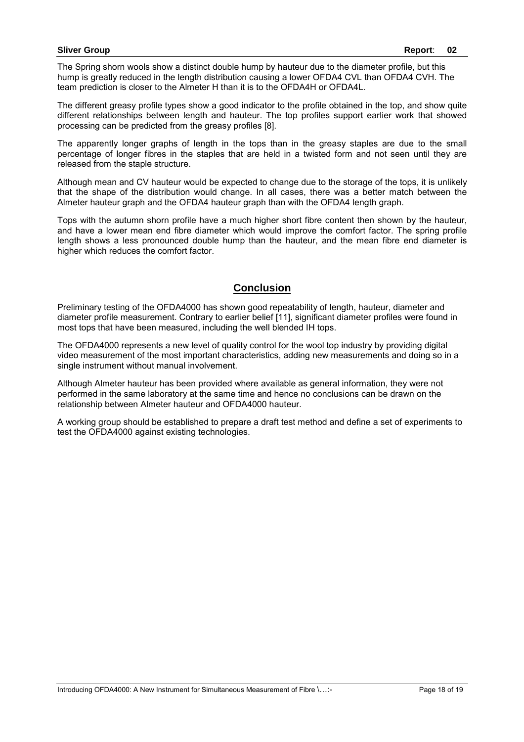The Spring shorn wools show a distinct double hump by hauteur due to the diameter profile, but this hump is greatly reduced in the length distribution causing a lower OFDA4 CVL than OFDA4 CVH. The team prediction is closer to the Almeter H than it is to the OFDA4H or OFDA4L.

The different greasy profile types show a good indicator to the profile obtained in the top, and show quite different relationships between length and hauteur. The top profiles support earlier work that showed processing can be predicted from the greasy profiles [8].

The apparently longer graphs of length in the tops than in the greasy staples are due to the small percentage of longer fibres in the staples that are held in a twisted form and not seen until they are released from the staple structure.

Although mean and CV hauteur would be expected to change due to the storage of the tops, it is unlikely that the shape of the distribution would change. In all cases, there was a better match between the Almeter hauteur graph and the OFDA4 hauteur graph than with the OFDA4 length graph.

Tops with the autumn shorn profile have a much higher short fibre content then shown by the hauteur, and have a lower mean end fibre diameter which would improve the comfort factor. The spring profile length shows a less pronounced double hump than the hauteur, and the mean fibre end diameter is higher which reduces the comfort factor.

## Conclusion

Preliminary testing of the OFDA4000 has shown good repeatability of length, hauteur, diameter and diameter profile measurement. Contrary to earlier belief [11], significant diameter profiles were found in most tops that have been measured, including the well blended IH tops.

The OFDA4000 represents a new level of quality control for the wool top industry by providing digital video measurement of the most important characteristics, adding new measurements and doing so in a single instrument without manual involvement.

Although Almeter hauteur has been provided where available as general information, they were not performed in the same laboratory at the same time and hence no conclusions can be drawn on the relationship between Almeter hauteur and OFDA4000 hauteur.

A working group should be established to prepare a draft test method and define a set of experiments to test the OFDA4000 against existing technologies.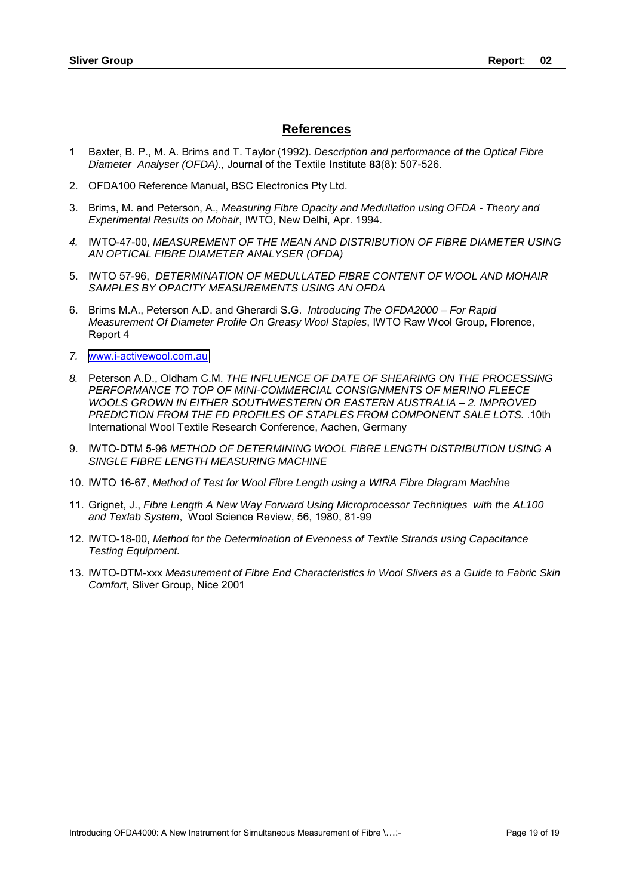## References

1. Baxter, B. P., M. A. Brims and T. Taylor (1992). *Description and performance of the Optical Fibre Diameter Analyser (OFDA).,* Journal of the Textile Institute **83**(8): 507-526.
2. OFDA100 Reference Manual, BSC Electronics Pty Ltd.
3. Brims, M. and Peterson, A., *Measuring Fibre Opacity and Medullation using OFDA - Theory and Experimental Results on Mohair*, IWTO, New Delhi, Apr. 1994.
4. IWTO-47-00, *MEASUREMENT OF THE MEAN AND DISTRIBUTION OF FIBRE DIAMETER USING AN OPTICAL FIBRE DIAMETER ANALYSER (OFDA)*
5. IWTO 57-96, *DETERMINATION OF MEDULLATED FIBRE CONTENT OF WOOL AND MOHAIR SAMPLES BY OPACITY MEASUREMENTS USING AN OFDA*
6. Brims M.A., Peterson A.D. and Gherardi S.G. *Introducing The OFDA2000 – For Rapid Measurement Of Diameter Profile On Greasy Wool Staples*, IWTO Raw Wool Group, Florence, Report 4
7. www.i-activewool.com.au
8. Peterson A.D., Oldham C.M. *THE INFLUENCE OF DATE OF SHEARING ON THE PROCESSING PERFORMANCE TO TOP OF MINI-COMMERCIAL CONSIGNMENTS OF MERINO FLEECE WOOLS GROWN IN EITHER SOUTHWESTERN OR EASTERN AUSTRALIA – 2. IMPROVED PREDICTION FROM THE FD PROFILES OF STAPLES FROM COMPONENT SALE LOTS.* .10th International Wool Textile Research Conference, Aachen, Germany
9. IWTO-DTM 5-96 *METHOD OF DETERMINING WOOL FIBRE LENGTH DISTRIBUTION USING A SINGLE FIBRE LENGTH MEASURING MACHINE*
10. IWTO 16-67, *Method of Test for Wool Fibre Length using a WIRA Fibre Diagram Machine*
11. Grignet, J., *Fibre Length A New Way Forward Using Microprocessor Techniques with the AL100 and Texlab System*, Wool Science Review, 56, 1980, 81-99
12. IWTO-18-00, *Method for the Determination of Evenness of Textile Strands using Capacitance Testing Equipment.*
13. IWTO-DTM-xxx *Measurement of Fibre End Characteristics in Wool Slivers as a Guide to Fabric Skin Comfort*, Sliver Group, Nice 2001